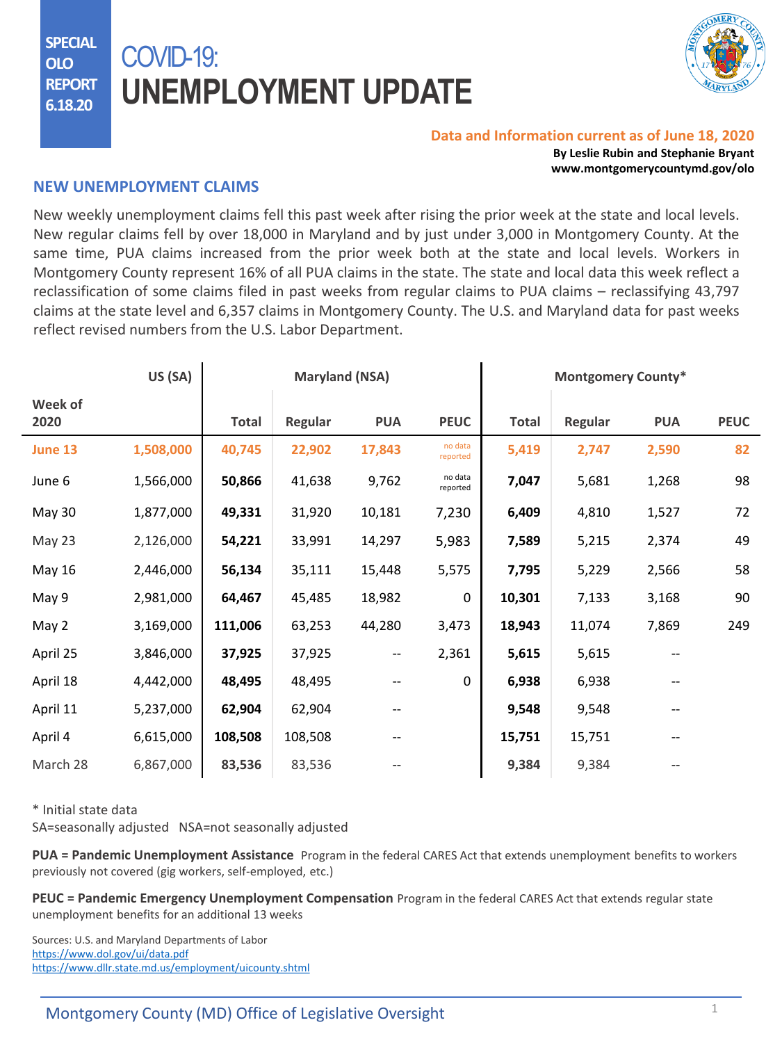SPECIAL OLO REPORT 6.18.20

# COVID-19: UNEMPLOYMENT UPDATE

**Data and Information current as of June 18, 2020**

**By Leslie Rubin and Stephanie Bryant**
**www.montgomerycountymd.gov/olo**

## NEW UNEMPLOYMENT CLAIMS

New weekly unemployment claims fell this past week after rising the prior week at the state and local levels. New regular claims fell by over 18,000 in Maryland and by just under 3,000 in Montgomery County. At the same time, PUA claims increased from the prior week both at the state and local levels. Workers in Montgomery County represent 16% of all PUA claims in the state. The state and local data this week reflect a reclassification of some claims filed in past weeks from regular claims to PUA claims – reclassifying 43,797 claims at the state level and 6,357 claims in Montgomery County. The U.S. and Maryland data for past weeks reflect revised numbers from the U.S. Labor Department.

| | US (SA) | Maryland (NSA) | | | | Montgomery County* | | | |
|---|---|---|---|---|---|---|---|---|---|
| **Week of 2020** | | **Total** | **Regular** | **PUA** | **PEUC** | **Total** | **Regular** | **PUA** | **PEUC** |
| **June 13** | **1,508,000** | **40,745** | **22,902** | **17,843** | no data reported | **5,419** | **2,747** | **2,590** | **82** |
| June 6 | 1,566,000 | **50,866** | 41,638 | 9,762 | no data reported | **7,047** | 5,681 | 1,268 | 98 |
| May 30 | 1,877,000 | **49,331** | 31,920 | 10,181 | 7,230 | **6,409** | 4,810 | 1,527 | 72 |
| May 23 | 2,126,000 | **54,221** | 33,991 | 14,297 | 5,983 | **7,589** | 5,215 | 2,374 | 49 |
| May 16 | 2,446,000 | **56,134** | 35,111 | 15,448 | 5,575 | **7,795** | 5,229 | 2,566 | 58 |
| May 9 | 2,981,000 | **64,467** | 45,485 | 18,982 | 0 | **10,301** | 7,133 | 3,168 | 90 |
| May 2 | 3,169,000 | **111,006** | 63,253 | 44,280 | 3,473 | **18,943** | 11,074 | 7,869 | 249 |
| April 25 | 3,846,000 | **37,925** | 37,925 | -- | 2,361 | **5,615** | 5,615 | -- | |
| April 18 | 4,442,000 | **48,495** | 48,495 | -- | 0 | **6,938** | 6,938 | -- | |
| April 11 | 5,237,000 | **62,904** | 62,904 | -- | | **9,548** | 9,548 | -- | |
| April 4 | 6,615,000 | **108,508** | 108,508 | -- | | **15,751** | 15,751 | -- | |
| March 28 | 6,867,000 | **83,536** | 83,536 | -- | | **9,384** | 9,384 | -- | |

\* Initial state data
SA=seasonally adjusted NSA=not seasonally adjusted

**PUA = Pandemic Unemployment Assistance** Program in the federal CARES Act that extends unemployment benefits to workers previously not covered (gig workers, self-employed, etc.)

**PEUC = Pandemic Emergency Unemployment Compensation** Program in the federal CARES Act that extends regular state unemployment benefits for an additional 13 weeks

Sources: U.S. and Maryland Departments of Labor
https://www.dol.gov/ui/data.pdf
https://www.dllr.state.md.us/employment/uicounty.shtml

Montgomery County (MD) Office of Legislative Oversight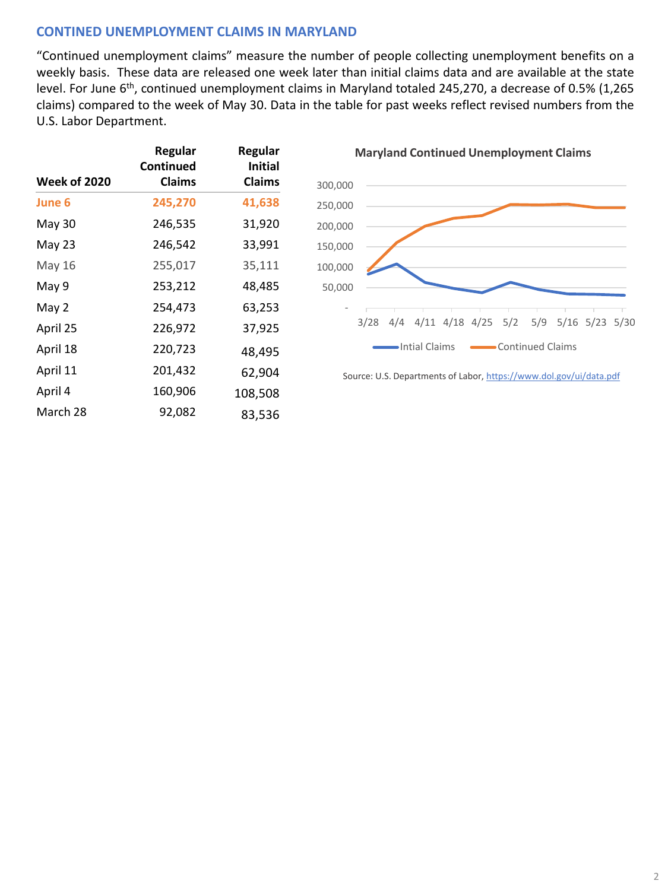## CONTINED UNEMPLOYMENT CLAIMS IN MARYLAND

"Continued unemployment claims" measure the number of people collecting unemployment benefits on a weekly basis. These data are released one week later than initial claims data and are available at the state level. For June 6th, continued unemployment claims in Maryland totaled 245,270, a decrease of 0.5% (1,265 claims) compared to the week of May 30. Data in the table for past weeks reflect revised numbers from the U.S. Labor Department.

| Week of 2020 | Regular Continued Claims | Regular Initial Claims |
|---|---|---|
| **June 6** | **245,270** | **41,638** |
| May 30 | 246,535 | 31,920 |
| May 23 | 246,542 | 33,991 |
| May 16 | 255,017 | 35,111 |
| May 9 | 253,212 | 48,485 |
| May 2 | 254,473 | 63,253 |
| April 25 | 226,972 | 37,925 |
| April 18 | 220,723 | 48,495 |
| April 11 | 201,432 | 62,904 |
| April 4 | 160,906 | 108,508 |
| March 28 | 92,082 | 83,536 |

**Maryland Continued Unemployment Claims**

300,000
250,000
200,000
150,000
100,000
50,000
-

3/28 4/4 4/11 4/18 4/25 5/2 5/9 5/16 5/23 5/30

Intial Claims
Continued Claims

Source: U.S. Departments of Labor, https://www.dol.gov/ui/data.pdf